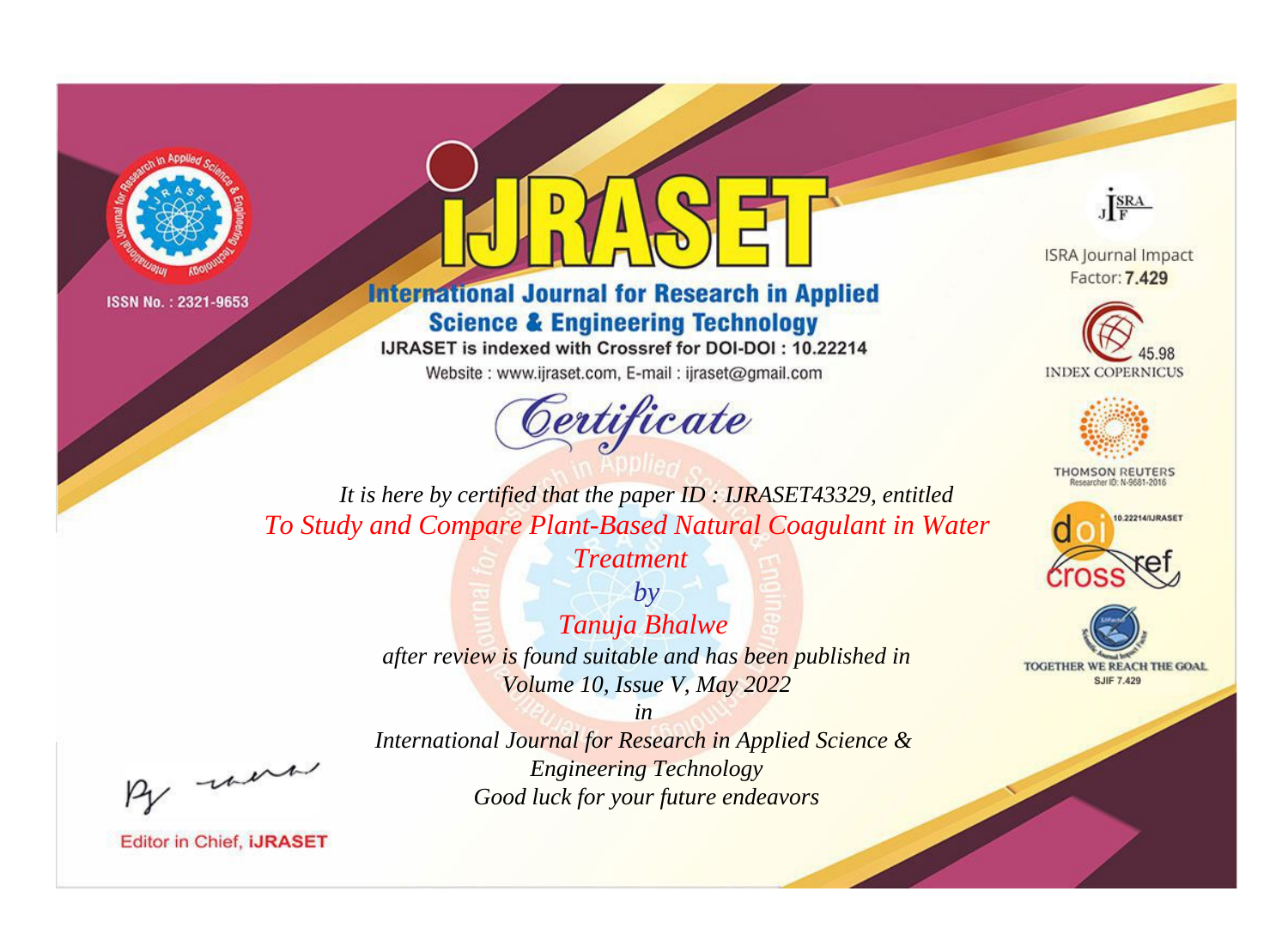ISSN No. : 2321-9653

# iJRASET

## International Journal for Research in Applied Science & Engineering Technology

IJRASET is indexed with Crossref for DOI-DOI : 10.22214

Website : www.ijraset.com, E-mail : ijraset@gmail.com

ISRA Journal Impact Factor: **7.429**

45.98 INDEX COPERNICUS

THOMSON REUTERS Researcher ID: N-9681-2016

10.22214/IJRASET

TOGETHER WE REACH THE GOAL SJIF 7.429

## *Certificate*

*It is here by certified that the paper ID : IJRASET43329, entitled*

*To Study and Compare Plant-Based Natural Coagulant in Water Treatment*

*by*

*Tanuja Bhalwe*

*after review is found suitable and has been published in*

*Volume 10, Issue V, May 2022*

*in*

*International Journal for Research in Applied Science & Engineering Technology*

*Good luck for your future endeavors*

Editor in Chief, **iJRASET**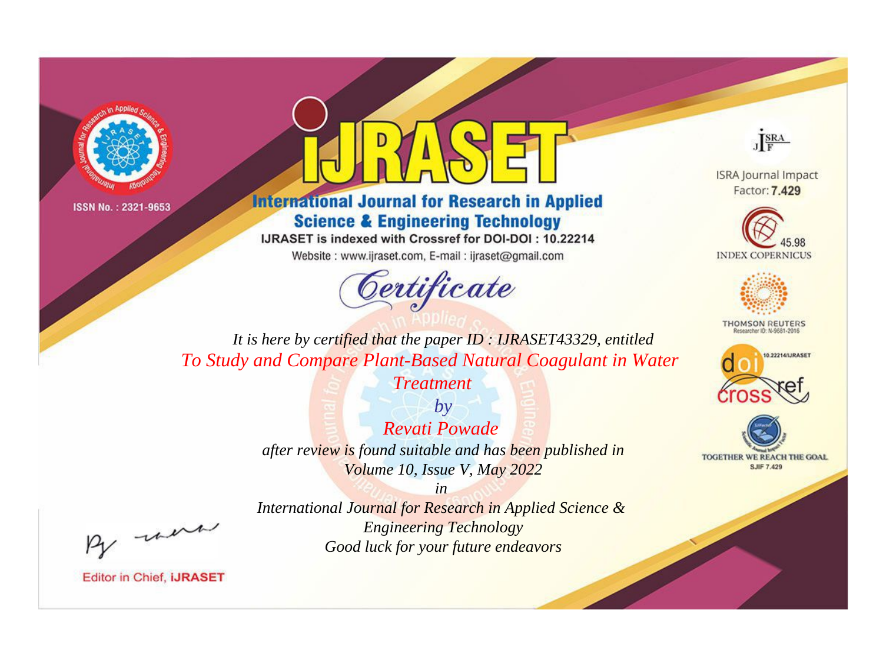ISSN No. : 2321-9653

# iJRASET

## International Journal for Research in Applied Science & Engineering Technology

IJRASET is indexed with Crossref for DOI-DOI : 10.22214

Website : www.ijraset.com, E-mail : ijraset@gmail.com

ISRA Journal Impact Factor: **7.429**

45.98 INDEX COPERNICUS

THOMSON REUTERS Researcher ID: N-9681-2016

10.22214/IJRASET

TOGETHER WE REACH THE GOAL SJIF 7.429

# *Certificate*

*It is here by certified that the paper ID : IJRASET43329, entitled*

*To Study and Compare Plant-Based Natural Coagulant in Water Treatment*

*by*

*Revati Powade*

*after review is found suitable and has been published in*

*Volume 10, Issue V, May 2022*

*in*

*International Journal for Research in Applied Science & Engineering Technology*

*Good luck for your future endeavors*

Editor in Chief, **iJRASET**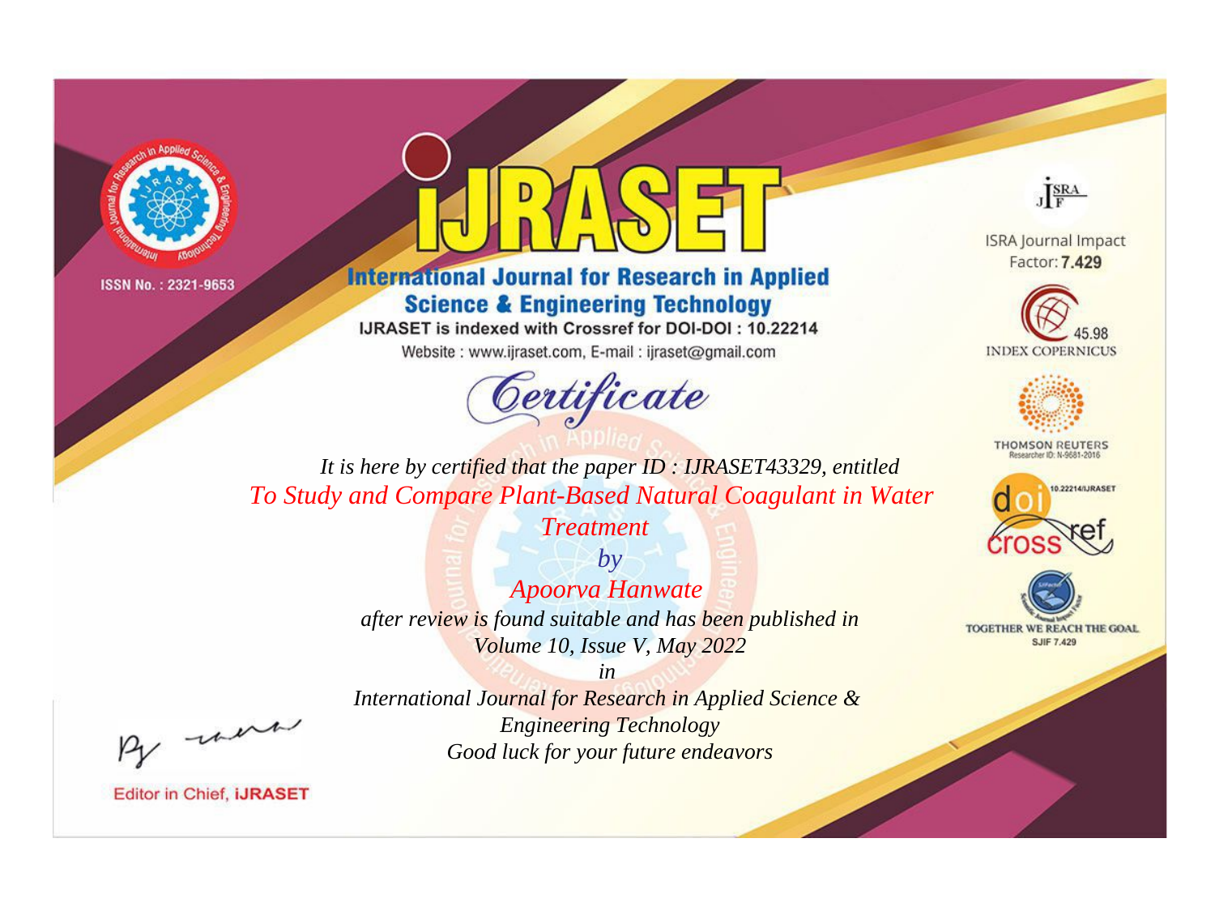ISSN No. : 2321-9653

# iJRASET

## International Journal for Research in Applied Science & Engineering Technology

IJRASET is indexed with Crossref for DOI-DOI : 10.22214

Website : www.ijraset.com, E-mail : ijraset@gmail.com

ISRA Journal Impact Factor: **7.429**

45.98 INDEX COPERNICUS

THOMSON REUTERS Researcher ID: N-9681-2016

10.22214/IJRASET

TOGETHER WE REACH THE GOAL SJIF 7.429

# *Certificate*

*It is here by certified that the paper ID : IJRASET43329, entitled*

*To Study and Compare Plant-Based Natural Coagulant in Water Treatment*

*by*

*Apoorva Hanwate*

*after review is found suitable and has been published in*

*Volume 10, Issue V, May 2022*

*in*

*International Journal for Research in Applied Science & Engineering Technology*

*Good luck for your future endeavors*

Editor in Chief, **iJRASET**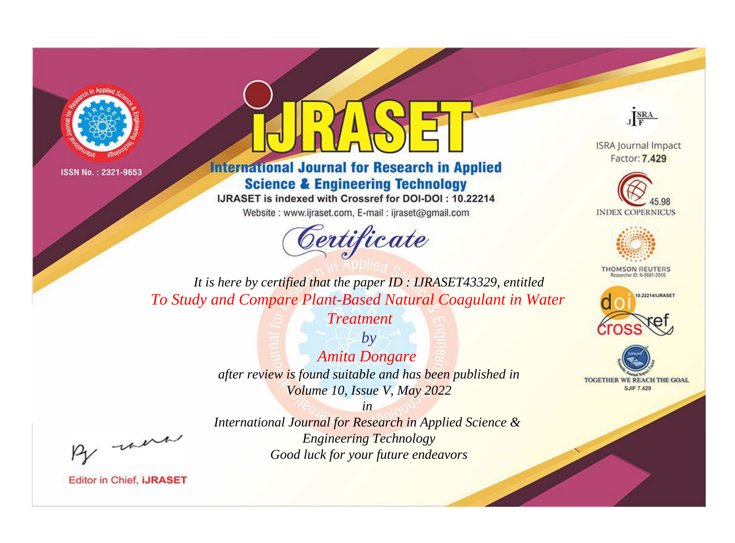ISSN No. : 2321-9653

# International Journal for Research in Applied Science & Engineering Technology

IJRASET is indexed with Crossref for DOI-DOI : 10.22214

Website : www.ijraset.com, E-mail : ijraset@gmail.com

## Certificate

*It is here by certified that the paper ID : IJRASET43329, entitled*

*To Study and Compare Plant-Based Natural Coagulant in Water Treatment*

*by*

*Amita Dongare*

*after review is found suitable and has been published in*

*Volume 10, Issue V, May 2022*

*in*

*International Journal for Research in Applied Science & Engineering Technology*

*Good luck for your future endeavors*

ISRA Journal Impact Factor: **7.429**

45.98 INDEX COPERNICUS

THOMSON REUTERS Researcher ID: N-9681-2016

10.22214/IJRASET

TOGETHER WE REACH THE GOAL SJIF 7.429

Editor in Chief, **iJRASET**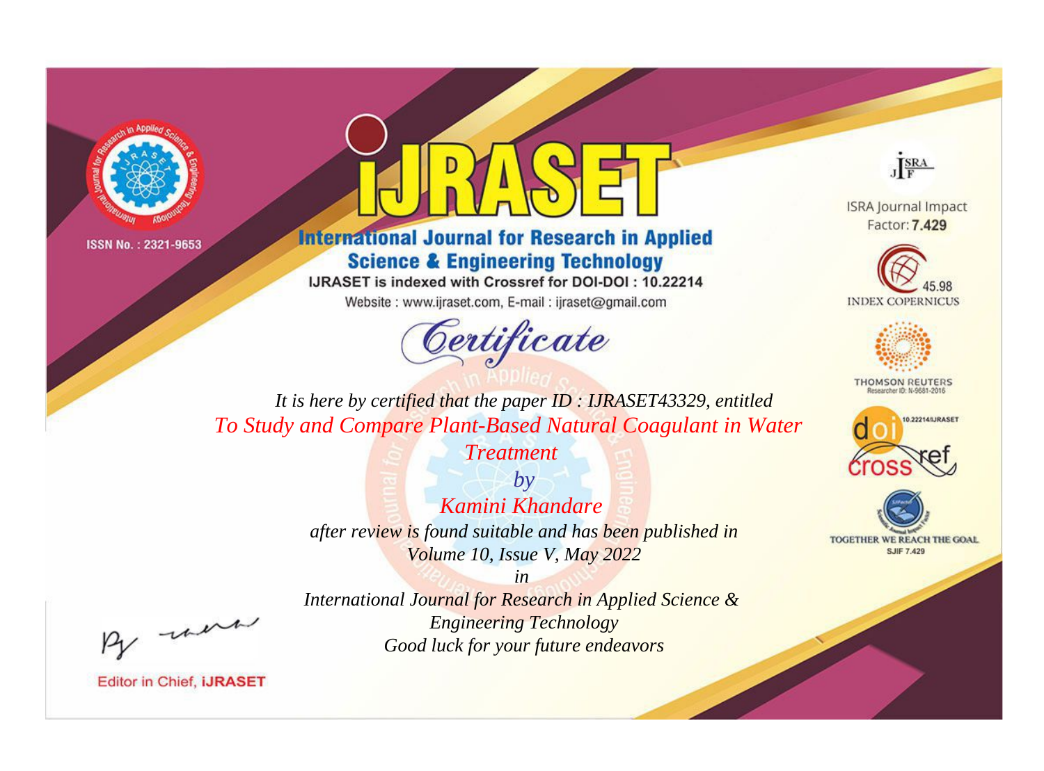ISSN No. : 2321-9653

# iJRASET

## International Journal for Research in Applied Science & Engineering Technology

IJRASET is indexed with Crossref for DOI-DOI : 10.22214

Website : www.ijraset.com, E-mail : ijraset@gmail.com

ISRA Journal Impact Factor: **7.429**

45.98 INDEX COPERNICUS

THOMSON REUTERS Researcher ID: N-9681-2016

10.22214/IJRASET

TOGETHER WE REACH THE GOAL SJIF 7.429

# *Certificate*

*It is here by certified that the paper ID : IJRASET43329, entitled*

*To Study and Compare Plant-Based Natural Coagulant in Water Treatment*

*by*

*Kamini Khandare*

*after review is found suitable and has been published in*

*Volume 10, Issue V, May 2022*

*in*

*International Journal for Research in Applied Science & Engineering Technology*

*Good luck for your future endeavors*

Editor in Chief, **iJRASET**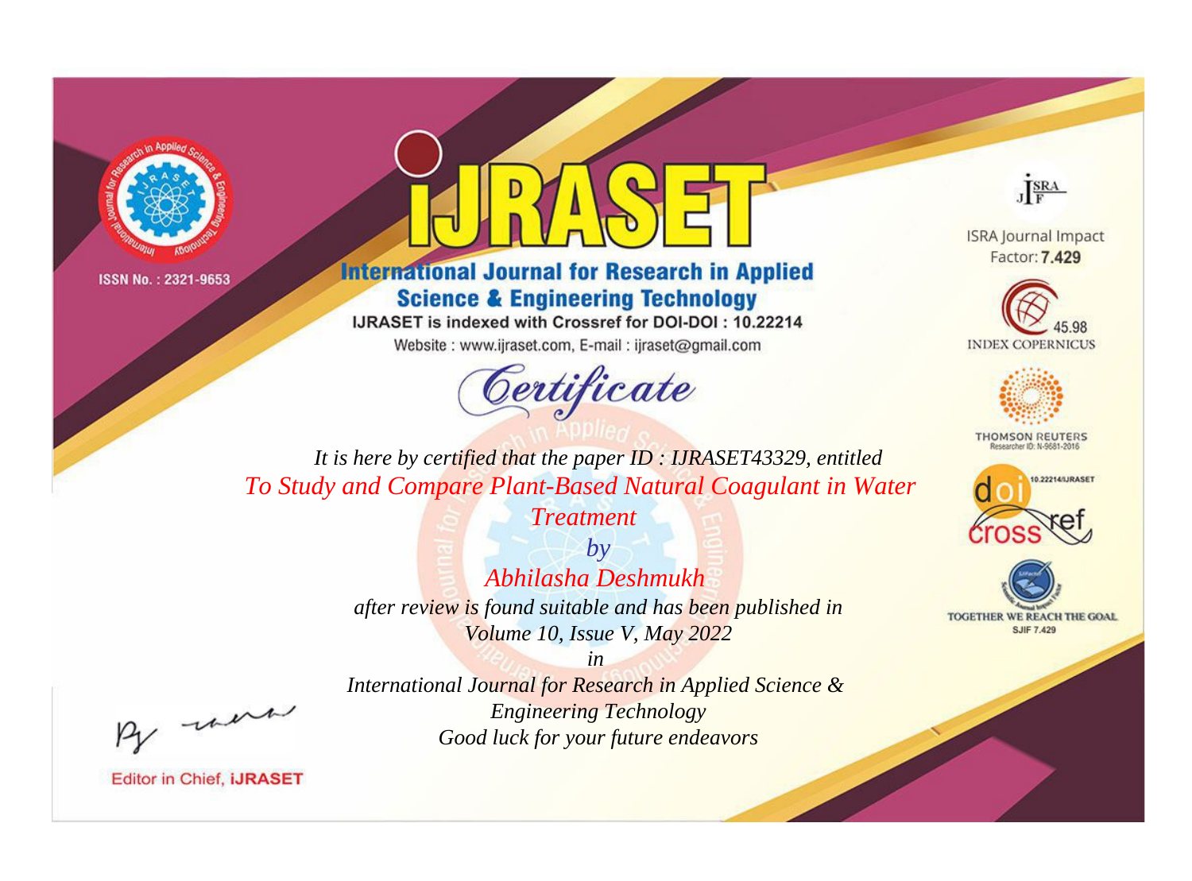ISSN No. : 2321-9653

# iJRASET

## International Journal for Research in Applied Science & Engineering Technology

IJRASET is indexed with Crossref for DOI-DOI : 10.22214

Website : www.ijraset.com, E-mail : ijraset@gmail.com

ISRA Journal Impact Factor: **7.429**

45.98 INDEX COPERNICUS

THOMSON REUTERS Researcher ID: N-9681-2016

10.22214/IJRASET

TOGETHER WE REACH THE GOAL SJIF 7.429

*Certificate*

*It is here by certified that the paper ID : IJRASET43329, entitled*

*To Study and Compare Plant-Based Natural Coagulant in Water Treatment*

*by*

*Abhilasha Deshmukh*

*after review is found suitable and has been published in*

*Volume 10, Issue V, May 2022*

*in*

*International Journal for Research in Applied Science & Engineering Technology*

*Good luck for your future endeavors*

Editor in Chief, iJRASET